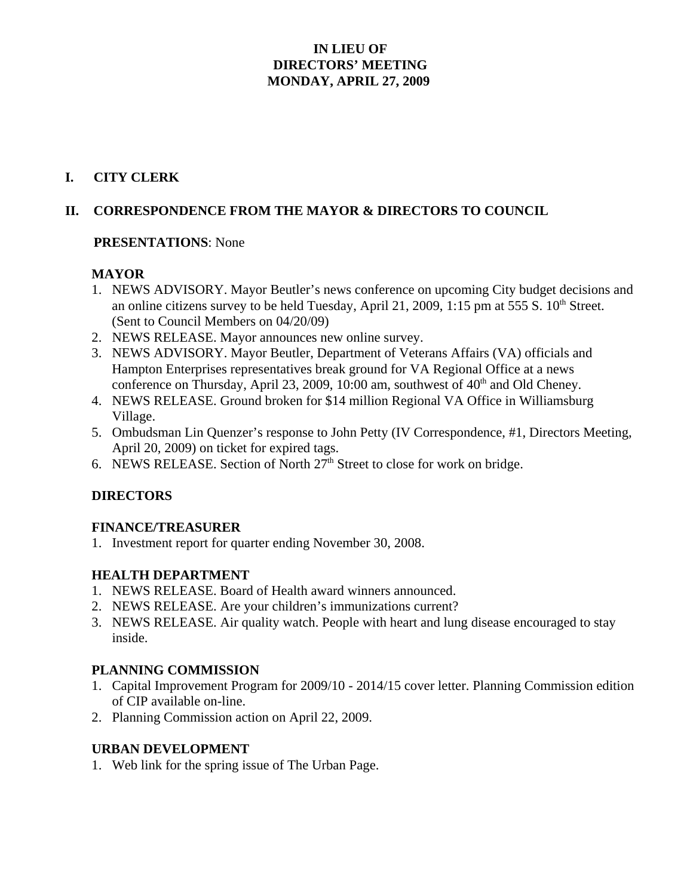# IN LIEU OF
# DIRECTORS' MEETING
# MONDAY, APRIL 27, 2009

## I. CITY CLERK

## II. CORRESPONDENCE FROM THE MAYOR & DIRECTORS TO COUNCIL

**PRESENTATIONS**: None

### MAYOR

1. NEWS ADVISORY. Mayor Beutler's news conference on upcoming City budget decisions and an online citizens survey to be held Tuesday, April 21, 2009, 1:15 pm at 555 S. 10th Street. (Sent to Council Members on 04/20/09)
2. NEWS RELEASE. Mayor announces new online survey.
3. NEWS ADVISORY. Mayor Beutler, Department of Veterans Affairs (VA) officials and Hampton Enterprises representatives break ground for VA Regional Office at a news conference on Thursday, April 23, 2009, 10:00 am, southwest of 40th and Old Cheney.
4. NEWS RELEASE. Ground broken for $14 million Regional VA Office in Williamsburg Village.
5. Ombudsman Lin Quenzer's response to John Petty (IV Correspondence, #1, Directors Meeting, April 20, 2009) on ticket for expired tags.
6. NEWS RELEASE. Section of North 27th Street to close for work on bridge.

### DIRECTORS

#### FINANCE/TREASURER

1. Investment report for quarter ending November 30, 2008.

#### HEALTH DEPARTMENT

1. NEWS RELEASE. Board of Health award winners announced.
2. NEWS RELEASE. Are your children's immunizations current?
3. NEWS RELEASE. Air quality watch. People with heart and lung disease encouraged to stay inside.

#### PLANNING COMMISSION

1. Capital Improvement Program for 2009/10 - 2014/15 cover letter. Planning Commission edition of CIP available on-line.
2. Planning Commission action on April 22, 2009.

#### URBAN DEVELOPMENT

1. Web link for the spring issue of The Urban Page.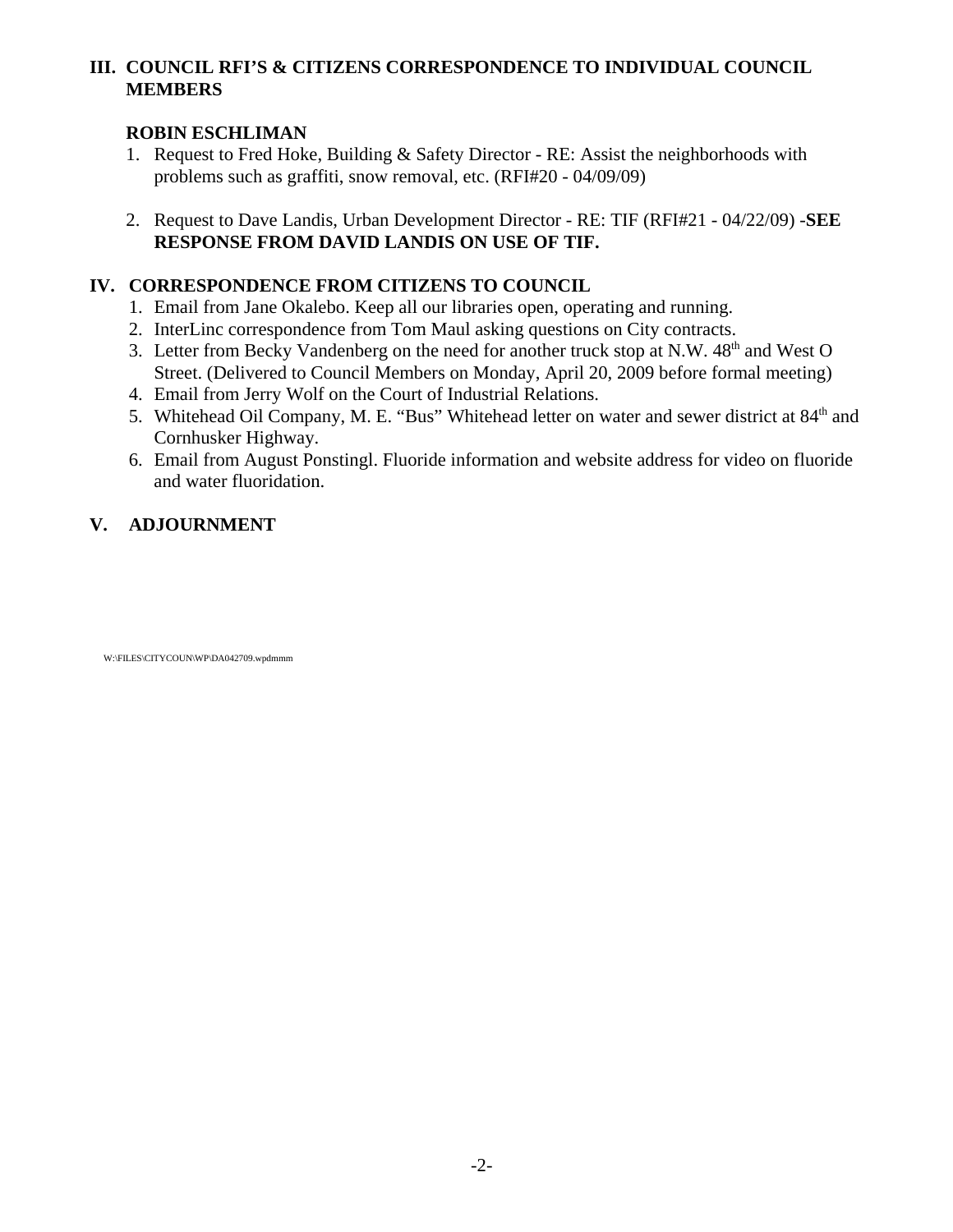## III. COUNCIL RFI'S & CITIZENS CORRESPONDENCE TO INDIVIDUAL COUNCIL MEMBERS

### ROBIN ESCHLIMAN

1. Request to Fred Hoke, Building & Safety Director - RE: Assist the neighborhoods with problems such as graffiti, snow removal, etc. (RFI#20 - 04/09/09)

2. Request to Dave Landis, Urban Development Director - RE: TIF (RFI#21 - 04/22/09) -**SEE RESPONSE FROM DAVID LANDIS ON USE OF TIF.**

## IV. CORRESPONDENCE FROM CITIZENS TO COUNCIL

1. Email from Jane Okalebo. Keep all our libraries open, operating and running.
2. InterLinc correspondence from Tom Maul asking questions on City contracts.
3. Letter from Becky Vandenberg on the need for another truck stop at N.W. 48th and West O Street. (Delivered to Council Members on Monday, April 20, 2009 before formal meeting)
4. Email from Jerry Wolf on the Court of Industrial Relations.
5. Whitehead Oil Company, M. E. "Bus" Whitehead letter on water and sewer district at 84th and Cornhusker Highway.
6. Email from August Ponstingl. Fluoride information and website address for video on fluoride and water fluoridation.

## V. ADJOURNMENT

W:\FILES\CITYCOUN\WP\DA042709.wpdmmm